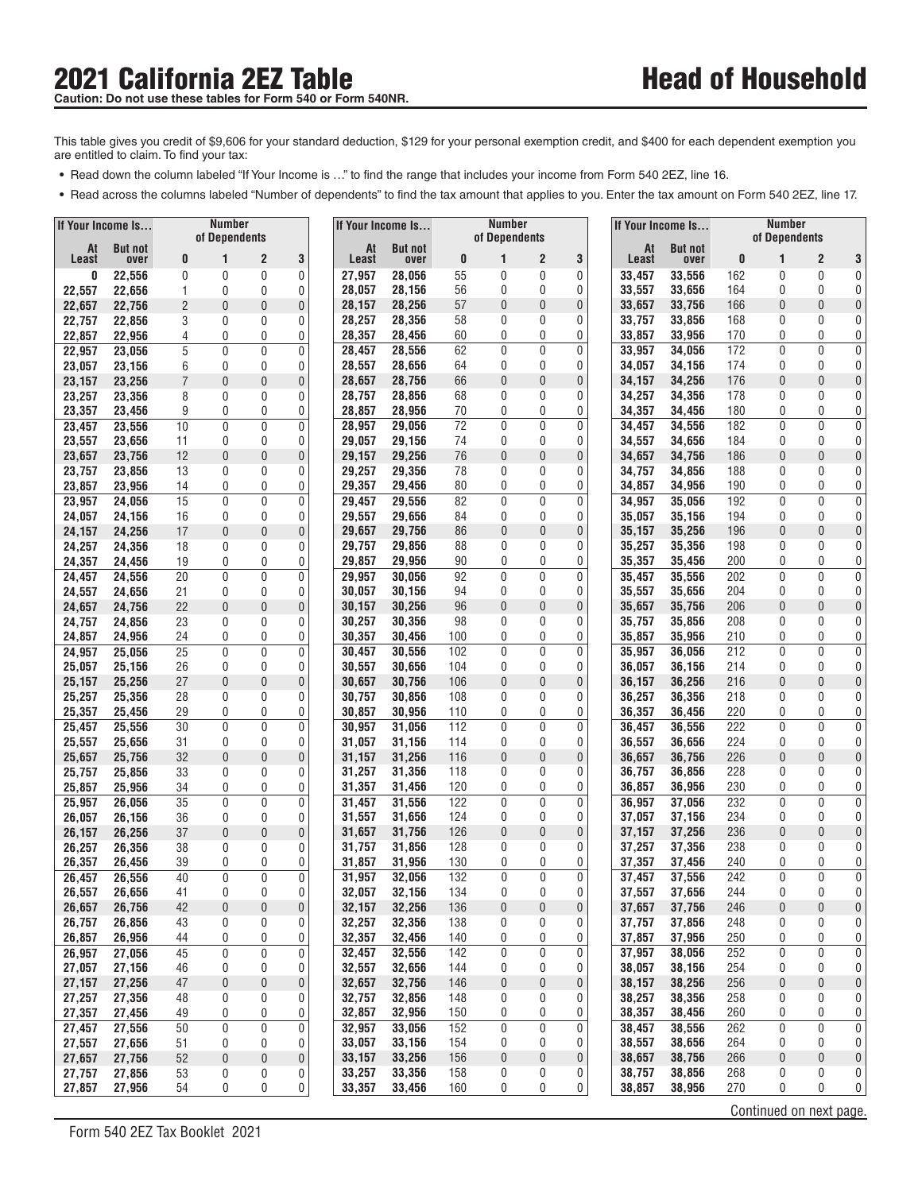# 2021 California 2EZ Table

**Caution: Do not use these tables for Form 540 or Form 540NR.**

## Head of Household

This table gives you credit of $9,606 for your standard deduction, $129 for your personal exemption credit, and $400 for each dependent exemption you are entitled to claim. To find your tax:

- Read down the column labeled "If Your Income is …" to find the range that includes your income from Form 540 2EZ, line 16.
- Read across the columns labeled "Number of dependents" to find the tax amount that applies to you. Enter the tax amount on Form 540 2EZ, line 17.

| If Your Income Is... | | Number of Dependents | | | |
|---|---|---|---|---|---|
| At Least | But not over | 0 | 1 | 2 | 3 |
| 0 | 22,556 | 0 | 0 | 0 | 0 |
| 22,557 | 22,656 | 1 | 0 | 0 | 0 |
| 22,657 | 22,756 | 2 | 0 | 0 | 0 |
| 22,757 | 22,856 | 3 | 0 | 0 | 0 |
| 22,857 | 22,956 | 4 | 0 | 0 | 0 |
| 22,957 | 23,056 | 5 | 0 | 0 | 0 |
| 23,057 | 23,156 | 6 | 0 | 0 | 0 |
| 23,157 | 23,256 | 7 | 0 | 0 | 0 |
| 23,257 | 23,356 | 8 | 0 | 0 | 0 |
| 23,357 | 23,456 | 9 | 0 | 0 | 0 |
| 23,457 | 23,556 | 10 | 0 | 0 | 0 |
| 23,557 | 23,656 | 11 | 0 | 0 | 0 |
| 23,657 | 23,756 | 12 | 0 | 0 | 0 |
| 23,757 | 23,856 | 13 | 0 | 0 | 0 |
| 23,857 | 23,956 | 14 | 0 | 0 | 0 |
| 23,957 | 24,056 | 15 | 0 | 0 | 0 |
| 24,057 | 24,156 | 16 | 0 | 0 | 0 |
| 24,157 | 24,256 | 17 | 0 | 0 | 0 |
| 24,257 | 24,356 | 18 | 0 | 0 | 0 |
| 24,357 | 24,456 | 19 | 0 | 0 | 0 |
| 24,457 | 24,556 | 20 | 0 | 0 | 0 |
| 24,557 | 24,656 | 21 | 0 | 0 | 0 |
| 24,657 | 24,756 | 22 | 0 | 0 | 0 |
| 24,757 | 24,856 | 23 | 0 | 0 | 0 |
| 24,857 | 24,956 | 24 | 0 | 0 | 0 |
| 24,957 | 25,056 | 25 | 0 | 0 | 0 |
| 25,057 | 25,156 | 26 | 0 | 0 | 0 |
| 25,157 | 25,256 | 27 | 0 | 0 | 0 |
| 25,257 | 25,356 | 28 | 0 | 0 | 0 |
| 25,357 | 25,456 | 29 | 0 | 0 | 0 |
| 25,457 | 25,556 | 30 | 0 | 0 | 0 |
| 25,557 | 25,656 | 31 | 0 | 0 | 0 |
| 25,657 | 25,756 | 32 | 0 | 0 | 0 |
| 25,757 | 25,856 | 33 | 0 | 0 | 0 |
| 25,857 | 25,956 | 34 | 0 | 0 | 0 |
| 25,957 | 26,056 | 35 | 0 | 0 | 0 |
| 26,057 | 26,156 | 36 | 0 | 0 | 0 |
| 26,157 | 26,256 | 37 | 0 | 0 | 0 |
| 26,257 | 26,356 | 38 | 0 | 0 | 0 |
| 26,357 | 26,456 | 39 | 0 | 0 | 0 |
| 26,457 | 26,556 | 40 | 0 | 0 | 0 |
| 26,557 | 26,656 | 41 | 0 | 0 | 0 |
| 26,657 | 26,756 | 42 | 0 | 0 | 0 |
| 26,757 | 26,856 | 43 | 0 | 0 | 0 |
| 26,857 | 26,956 | 44 | 0 | 0 | 0 |
| 26,957 | 27,056 | 45 | 0 | 0 | 0 |
| 27,057 | 27,156 | 46 | 0 | 0 | 0 |
| 27,157 | 27,256 | 47 | 0 | 0 | 0 |
| 27,257 | 27,356 | 48 | 0 | 0 | 0 |
| 27,357 | 27,456 | 49 | 0 | 0 | 0 |
| 27,457 | 27,556 | 50 | 0 | 0 | 0 |
| 27,557 | 27,656 | 51 | 0 | 0 | 0 |
| 27,657 | 27,756 | 52 | 0 | 0 | 0 |
| 27,757 | 27,856 | 53 | 0 | 0 | 0 |
| 27,857 | 27,956 | 54 | 0 | 0 | 0 |
| 27,957 | 28,056 | 55 | 0 | 0 | 0 |
| 28,057 | 28,156 | 56 | 0 | 0 | 0 |
| 28,157 | 28,256 | 57 | 0 | 0 | 0 |
| 28,257 | 28,356 | 58 | 0 | 0 | 0 |
| 28,357 | 28,456 | 60 | 0 | 0 | 0 |
| 28,457 | 28,556 | 62 | 0 | 0 | 0 |
| 28,557 | 28,656 | 64 | 0 | 0 | 0 |
| 28,657 | 28,756 | 66 | 0 | 0 | 0 |
| 28,757 | 28,856 | 68 | 0 | 0 | 0 |
| 28,857 | 28,956 | 70 | 0 | 0 | 0 |
| 28,957 | 29,056 | 72 | 0 | 0 | 0 |
| 29,057 | 29,156 | 74 | 0 | 0 | 0 |
| 29,157 | 29,256 | 76 | 0 | 0 | 0 |
| 29,257 | 29,356 | 78 | 0 | 0 | 0 |
| 29,357 | 29,456 | 80 | 0 | 0 | 0 |
| 29,457 | 29,556 | 82 | 0 | 0 | 0 |
| 29,557 | 29,656 | 84 | 0 | 0 | 0 |
| 29,657 | 29,756 | 86 | 0 | 0 | 0 |
| 29,757 | 29,856 | 88 | 0 | 0 | 0 |
| 29,857 | 29,956 | 90 | 0 | 0 | 0 |
| 29,957 | 30,056 | 92 | 0 | 0 | 0 |
| 30,057 | 30,156 | 94 | 0 | 0 | 0 |
| 30,157 | 30,256 | 96 | 0 | 0 | 0 |
| 30,257 | 30,356 | 98 | 0 | 0 | 0 |
| 30,357 | 30,456 | 100 | 0 | 0 | 0 |
| 30,457 | 30,556 | 102 | 0 | 0 | 0 |
| 30,557 | 30,656 | 104 | 0 | 0 | 0 |
| 30,657 | 30,756 | 106 | 0 | 0 | 0 |
| 30,757 | 30,856 | 108 | 0 | 0 | 0 |
| 30,857 | 30,956 | 110 | 0 | 0 | 0 |
| 30,957 | 31,056 | 112 | 0 | 0 | 0 |
| 31,057 | 31,156 | 114 | 0 | 0 | 0 |
| 31,157 | 31,256 | 116 | 0 | 0 | 0 |
| 31,257 | 31,356 | 118 | 0 | 0 | 0 |
| 31,357 | 31,456 | 120 | 0 | 0 | 0 |
| 31,457 | 31,556 | 122 | 0 | 0 | 0 |
| 31,557 | 31,656 | 124 | 0 | 0 | 0 |
| 31,657 | 31,756 | 126 | 0 | 0 | 0 |
| 31,757 | 31,856 | 128 | 0 | 0 | 0 |
| 31,857 | 31,956 | 130 | 0 | 0 | 0 |
| 31,957 | 32,056 | 132 | 0 | 0 | 0 |
| 32,057 | 32,156 | 134 | 0 | 0 | 0 |
| 32,157 | 32,256 | 136 | 0 | 0 | 0 |
| 32,257 | 32,356 | 138 | 0 | 0 | 0 |
| 32,357 | 32,456 | 140 | 0 | 0 | 0 |
| 32,457 | 32,556 | 142 | 0 | 0 | 0 |
| 32,557 | 32,656 | 144 | 0 | 0 | 0 |
| 32,657 | 32,756 | 146 | 0 | 0 | 0 |
| 32,757 | 32,856 | 148 | 0 | 0 | 0 |
| 32,857 | 32,956 | 150 | 0 | 0 | 0 |
| 32,957 | 33,056 | 152 | 0 | 0 | 0 |
| 33,057 | 33,156 | 154 | 0 | 0 | 0 |
| 33,157 | 33,256 | 156 | 0 | 0 | 0 |
| 33,257 | 33,356 | 158 | 0 | 0 | 0 |
| 33,357 | 33,456 | 160 | 0 | 0 | 0 |
| 33,457 | 33,556 | 162 | 0 | 0 | 0 |
| 33,557 | 33,656 | 164 | 0 | 0 | 0 |
| 33,657 | 33,756 | 166 | 0 | 0 | 0 |
| 33,757 | 33,856 | 168 | 0 | 0 | 0 |
| 33,857 | 33,956 | 170 | 0 | 0 | 0 |
| 33,957 | 34,056 | 172 | 0 | 0 | 0 |
| 34,057 | 34,156 | 174 | 0 | 0 | 0 |
| 34,157 | 34,256 | 176 | 0 | 0 | 0 |
| 34,257 | 34,356 | 178 | 0 | 0 | 0 |
| 34,357 | 34,456 | 180 | 0 | 0 | 0 |
| 34,457 | 34,556 | 182 | 0 | 0 | 0 |
| 34,557 | 34,656 | 184 | 0 | 0 | 0 |
| 34,657 | 34,756 | 186 | 0 | 0 | 0 |
| 34,757 | 34,856 | 188 | 0 | 0 | 0 |
| 34,857 | 34,956 | 190 | 0 | 0 | 0 |
| 34,957 | 35,056 | 192 | 0 | 0 | 0 |
| 35,057 | 35,156 | 194 | 0 | 0 | 0 |
| 35,157 | 35,256 | 196 | 0 | 0 | 0 |
| 35,257 | 35,356 | 198 | 0 | 0 | 0 |
| 35,357 | 35,456 | 200 | 0 | 0 | 0 |
| 35,457 | 35,556 | 202 | 0 | 0 | 0 |
| 35,557 | 35,656 | 204 | 0 | 0 | 0 |
| 35,657 | 35,756 | 206 | 0 | 0 | 0 |
| 35,757 | 35,856 | 208 | 0 | 0 | 0 |
| 35,857 | 35,956 | 210 | 0 | 0 | 0 |
| 35,957 | 36,056 | 212 | 0 | 0 | 0 |
| 36,057 | 36,156 | 214 | 0 | 0 | 0 |
| 36,157 | 36,256 | 216 | 0 | 0 | 0 |
| 36,257 | 36,356 | 218 | 0 | 0 | 0 |
| 36,357 | 36,456 | 220 | 0 | 0 | 0 |
| 36,457 | 36,556 | 222 | 0 | 0 | 0 |
| 36,557 | 36,656 | 224 | 0 | 0 | 0 |
| 36,657 | 36,756 | 226 | 0 | 0 | 0 |
| 36,757 | 36,856 | 228 | 0 | 0 | 0 |
| 36,857 | 36,956 | 230 | 0 | 0 | 0 |
| 36,957 | 37,056 | 232 | 0 | 0 | 0 |
| 37,057 | 37,156 | 234 | 0 | 0 | 0 |
| 37,157 | 37,256 | 236 | 0 | 0 | 0 |
| 37,257 | 37,356 | 238 | 0 | 0 | 0 |
| 37,357 | 37,456 | 240 | 0 | 0 | 0 |
| 37,457 | 37,556 | 242 | 0 | 0 | 0 |
| 37,557 | 37,656 | 244 | 0 | 0 | 0 |
| 37,657 | 37,756 | 246 | 0 | 0 | 0 |
| 37,757 | 37,856 | 248 | 0 | 0 | 0 |
| 37,857 | 37,956 | 250 | 0 | 0 | 0 |
| 37,957 | 38,056 | 252 | 0 | 0 | 0 |
| 38,057 | 38,156 | 254 | 0 | 0 | 0 |
| 38,157 | 38,256 | 256 | 0 | 0 | 0 |
| 38,257 | 38,356 | 258 | 0 | 0 | 0 |
| 38,357 | 38,456 | 260 | 0 | 0 | 0 |
| 38,457 | 38,556 | 262 | 0 | 0 | 0 |
| 38,557 | 38,656 | 264 | 0 | 0 | 0 |
| 38,657 | 38,756 | 266 | 0 | 0 | 0 |
| 38,757 | 38,856 | 268 | 0 | 0 | 0 |
| 38,857 | 38,956 | 270 | 0 | 0 | 0 |

Continued on next page.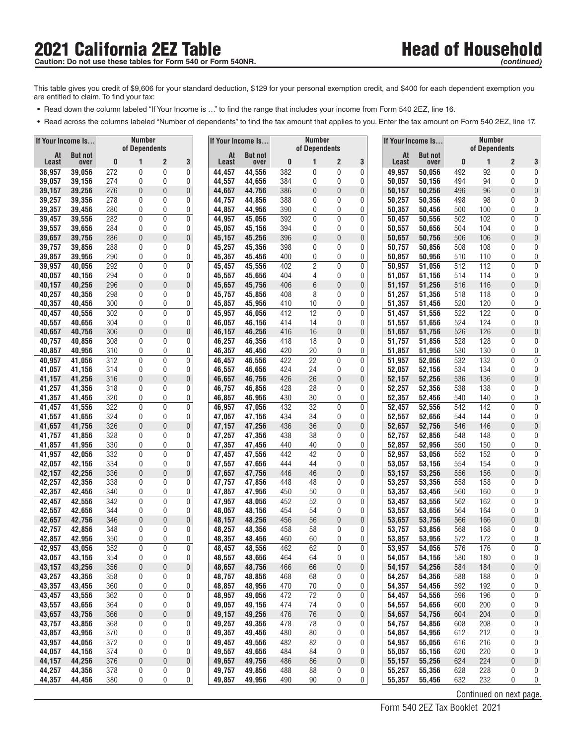# 2021 California 2EZ Table

**Caution: Do not use these tables for Form 540 or Form 540NR.**

## Head of Household *(continued)*

This table gives you credit of $9,606 for your standard deduction, $129 for your personal exemption credit, and $400 for each dependent exemption you are entitled to claim. To find your tax:

- Read down the column labeled "If Your Income is …" to find the range that includes your income from Form 540 2EZ, line 16.
- Read across the columns labeled "Number of dependents" to find the tax amount that applies to you. Enter the tax amount on Form 540 2EZ, line 17.

| If Your Income Is… | | Number of Dependents | | | |
|---|---|---|---|---|---|
| At Least | But not over | 0 | 1 | 2 | 3 |
| 38,957 | 39,056 | 272 | 0 | 0 | 0 |
| 39,057 | 39,156 | 274 | 0 | 0 | 0 |
| 39,157 | 39,256 | 276 | 0 | 0 | 0 |
| 39,257 | 39,356 | 278 | 0 | 0 | 0 |
| 39,357 | 39,456 | 280 | 0 | 0 | 0 |
| 39,457 | 39,556 | 282 | 0 | 0 | 0 |
| 39,557 | 39,656 | 284 | 0 | 0 | 0 |
| 39,657 | 39,756 | 286 | 0 | 0 | 0 |
| 39,757 | 39,856 | 288 | 0 | 0 | 0 |
| 39,857 | 39,956 | 290 | 0 | 0 | 0 |
| 39,957 | 40,056 | 292 | 0 | 0 | 0 |
| 40,057 | 40,156 | 294 | 0 | 0 | 0 |
| 40,157 | 40,256 | 296 | 0 | 0 | 0 |
| 40,257 | 40,356 | 298 | 0 | 0 | 0 |
| 40,357 | 40,456 | 300 | 0 | 0 | 0 |
| 40,457 | 40,556 | 302 | 0 | 0 | 0 |
| 40,557 | 40,656 | 304 | 0 | 0 | 0 |
| 40,657 | 40,756 | 306 | 0 | 0 | 0 |
| 40,757 | 40,856 | 308 | 0 | 0 | 0 |
| 40,857 | 40,956 | 310 | 0 | 0 | 0 |
| 40,957 | 41,056 | 312 | 0 | 0 | 0 |
| 41,057 | 41,156 | 314 | 0 | 0 | 0 |
| 41,157 | 41,256 | 316 | 0 | 0 | 0 |
| 41,257 | 41,356 | 318 | 0 | 0 | 0 |
| 41,357 | 41,456 | 320 | 0 | 0 | 0 |
| 41,457 | 41,556 | 322 | 0 | 0 | 0 |
| 41,557 | 41,656 | 324 | 0 | 0 | 0 |
| 41,657 | 41,756 | 326 | 0 | 0 | 0 |
| 41,757 | 41,856 | 328 | 0 | 0 | 0 |
| 41,857 | 41,956 | 330 | 0 | 0 | 0 |
| 41,957 | 42,056 | 332 | 0 | 0 | 0 |
| 42,057 | 42,156 | 334 | 0 | 0 | 0 |
| 42,157 | 42,256 | 336 | 0 | 0 | 0 |
| 42,257 | 42,356 | 338 | 0 | 0 | 0 |
| 42,357 | 42,456 | 340 | 0 | 0 | 0 |
| 42,457 | 42,556 | 342 | 0 | 0 | 0 |
| 42,557 | 42,656 | 344 | 0 | 0 | 0 |
| 42,657 | 42,756 | 346 | 0 | 0 | 0 |
| 42,757 | 42,856 | 348 | 0 | 0 | 0 |
| 42,857 | 42,956 | 350 | 0 | 0 | 0 |
| 42,957 | 43,056 | 352 | 0 | 0 | 0 |
| 43,057 | 43,156 | 354 | 0 | 0 | 0 |
| 43,157 | 43,256 | 356 | 0 | 0 | 0 |
| 43,257 | 43,356 | 358 | 0 | 0 | 0 |
| 43,357 | 43,456 | 360 | 0 | 0 | 0 |
| 43,457 | 43,556 | 362 | 0 | 0 | 0 |
| 43,557 | 43,656 | 364 | 0 | 0 | 0 |
| 43,657 | 43,756 | 366 | 0 | 0 | 0 |
| 43,757 | 43,856 | 368 | 0 | 0 | 0 |
| 43,857 | 43,956 | 370 | 0 | 0 | 0 |
| 43,957 | 44,056 | 372 | 0 | 0 | 0 |
| 44,057 | 44,156 | 374 | 0 | 0 | 0 |
| 44,157 | 44,256 | 376 | 0 | 0 | 0 |
| 44,257 | 44,356 | 378 | 0 | 0 | 0 |
| 44,357 | 44,456 | 380 | 0 | 0 | 0 |
| 44,457 | 44,556 | 382 | 0 | 0 | 0 |
| 44,557 | 44,656 | 384 | 0 | 0 | 0 |
| 44,657 | 44,756 | 386 | 0 | 0 | 0 |
| 44,757 | 44,856 | 388 | 0 | 0 | 0 |
| 44,857 | 44,956 | 390 | 0 | 0 | 0 |
| 44,957 | 45,056 | 392 | 0 | 0 | 0 |
| 45,057 | 45,156 | 394 | 0 | 0 | 0 |
| 45,157 | 45,256 | 396 | 0 | 0 | 0 |
| 45,257 | 45,356 | 398 | 0 | 0 | 0 |
| 45,357 | 45,456 | 400 | 0 | 0 | 0 |
| 45,457 | 45,556 | 402 | 2 | 0 | 0 |
| 45,557 | 45,656 | 404 | 4 | 0 | 0 |
| 45,657 | 45,756 | 406 | 6 | 0 | 0 |
| 45,757 | 45,856 | 408 | 8 | 0 | 0 |
| 45,857 | 45,956 | 410 | 10 | 0 | 0 |
| 45,957 | 46,056 | 412 | 12 | 0 | 0 |
| 46,057 | 46,156 | 414 | 14 | 0 | 0 |
| 46,157 | 46,256 | 416 | 16 | 0 | 0 |
| 46,257 | 46,356 | 418 | 18 | 0 | 0 |
| 46,357 | 46,456 | 420 | 20 | 0 | 0 |
| 46,457 | 46,556 | 422 | 22 | 0 | 0 |
| 46,557 | 46,656 | 424 | 24 | 0 | 0 |
| 46,657 | 46,756 | 426 | 26 | 0 | 0 |
| 46,757 | 46,856 | 428 | 28 | 0 | 0 |
| 46,857 | 46,956 | 430 | 30 | 0 | 0 |
| 46,957 | 47,056 | 432 | 32 | 0 | 0 |
| 47,057 | 47,156 | 434 | 34 | 0 | 0 |
| 47,157 | 47,256 | 436 | 36 | 0 | 0 |
| 47,257 | 47,356 | 438 | 38 | 0 | 0 |
| 47,357 | 47,456 | 440 | 40 | 0 | 0 |
| 47,457 | 47,556 | 442 | 42 | 0 | 0 |
| 47,557 | 47,656 | 444 | 44 | 0 | 0 |
| 47,657 | 47,756 | 446 | 46 | 0 | 0 |
| 47,757 | 47,856 | 448 | 48 | 0 | 0 |
| 47,857 | 47,956 | 450 | 50 | 0 | 0 |
| 47,957 | 48,056 | 452 | 52 | 0 | 0 |
| 48,057 | 48,156 | 454 | 54 | 0 | 0 |
| 48,157 | 48,256 | 456 | 56 | 0 | 0 |
| 48,257 | 48,356 | 458 | 58 | 0 | 0 |
| 48,357 | 48,456 | 460 | 60 | 0 | 0 |
| 48,457 | 48,556 | 462 | 62 | 0 | 0 |
| 48,557 | 48,656 | 464 | 64 | 0 | 0 |
| 48,657 | 48,756 | 466 | 66 | 0 | 0 |
| 48,757 | 48,856 | 468 | 68 | 0 | 0 |
| 48,857 | 48,956 | 470 | 70 | 0 | 0 |
| 48,957 | 49,056 | 472 | 72 | 0 | 0 |
| 49,057 | 49,156 | 474 | 74 | 0 | 0 |
| 49,157 | 49,256 | 476 | 76 | 0 | 0 |
| 49,257 | 49,356 | 478 | 78 | 0 | 0 |
| 49,357 | 49,456 | 480 | 80 | 0 | 0 |
| 49,457 | 49,556 | 482 | 82 | 0 | 0 |
| 49,557 | 49,656 | 484 | 84 | 0 | 0 |
| 49,657 | 49,756 | 486 | 86 | 0 | 0 |
| 49,757 | 49,856 | 488 | 88 | 0 | 0 |
| 49,857 | 49,956 | 490 | 90 | 0 | 0 |
| 49,957 | 50,056 | 492 | 92 | 0 | 0 |
| 50,057 | 50,156 | 494 | 94 | 0 | 0 |
| 50,157 | 50,256 | 496 | 96 | 0 | 0 |
| 50,257 | 50,356 | 498 | 98 | 0 | 0 |
| 50,357 | 50,456 | 500 | 100 | 0 | 0 |
| 50,457 | 50,556 | 502 | 102 | 0 | 0 |
| 50,557 | 50,656 | 504 | 104 | 0 | 0 |
| 50,657 | 50,756 | 506 | 106 | 0 | 0 |
| 50,757 | 50,856 | 508 | 108 | 0 | 0 |
| 50,857 | 50,956 | 510 | 110 | 0 | 0 |
| 50,957 | 51,056 | 512 | 112 | 0 | 0 |
| 51,057 | 51,156 | 514 | 114 | 0 | 0 |
| 51,157 | 51,256 | 516 | 116 | 0 | 0 |
| 51,257 | 51,356 | 518 | 118 | 0 | 0 |
| 51,357 | 51,456 | 520 | 120 | 0 | 0 |
| 51,457 | 51,556 | 522 | 122 | 0 | 0 |
| 51,557 | 51,656 | 524 | 124 | 0 | 0 |
| 51,657 | 51,756 | 526 | 126 | 0 | 0 |
| 51,757 | 51,856 | 528 | 128 | 0 | 0 |
| 51,857 | 51,956 | 530 | 130 | 0 | 0 |
| 51,957 | 52,056 | 532 | 132 | 0 | 0 |
| 52,057 | 52,156 | 534 | 134 | 0 | 0 |
| 52,157 | 52,256 | 536 | 136 | 0 | 0 |
| 52,257 | 52,356 | 538 | 138 | 0 | 0 |
| 52,357 | 52,456 | 540 | 140 | 0 | 0 |
| 52,457 | 52,556 | 542 | 142 | 0 | 0 |
| 52,557 | 52,656 | 544 | 144 | 0 | 0 |
| 52,657 | 52,756 | 546 | 146 | 0 | 0 |
| 52,757 | 52,856 | 548 | 148 | 0 | 0 |
| 52,857 | 52,956 | 550 | 150 | 0 | 0 |
| 52,957 | 53,056 | 552 | 152 | 0 | 0 |
| 53,057 | 53,156 | 554 | 154 | 0 | 0 |
| 53,157 | 53,256 | 556 | 156 | 0 | 0 |
| 53,257 | 53,356 | 558 | 158 | 0 | 0 |
| 53,357 | 53,456 | 560 | 160 | 0 | 0 |
| 53,457 | 53,556 | 562 | 162 | 0 | 0 |
| 53,557 | 53,656 | 564 | 164 | 0 | 0 |
| 53,657 | 53,756 | 566 | 166 | 0 | 0 |
| 53,757 | 53,856 | 568 | 168 | 0 | 0 |
| 53,857 | 53,956 | 572 | 172 | 0 | 0 |
| 53,957 | 54,056 | 576 | 176 | 0 | 0 |
| 54,057 | 54,156 | 580 | 180 | 0 | 0 |
| 54,157 | 54,256 | 584 | 184 | 0 | 0 |
| 54,257 | 54,356 | 588 | 188 | 0 | 0 |
| 54,357 | 54,456 | 592 | 192 | 0 | 0 |
| 54,457 | 54,556 | 596 | 196 | 0 | 0 |
| 54,557 | 54,656 | 600 | 200 | 0 | 0 |
| 54,657 | 54,756 | 604 | 204 | 0 | 0 |
| 54,757 | 54,856 | 608 | 208 | 0 | 0 |
| 54,857 | 54,956 | 612 | 212 | 0 | 0 |
| 54,957 | 55,056 | 616 | 216 | 0 | 0 |
| 55,057 | 55,156 | 620 | 220 | 0 | 0 |
| 55,157 | 55,256 | 624 | 224 | 0 | 0 |
| 55,257 | 55,356 | 628 | 228 | 0 | 0 |
| 55,357 | 55,456 | 632 | 232 | 0 | 0 |

Continued on next page.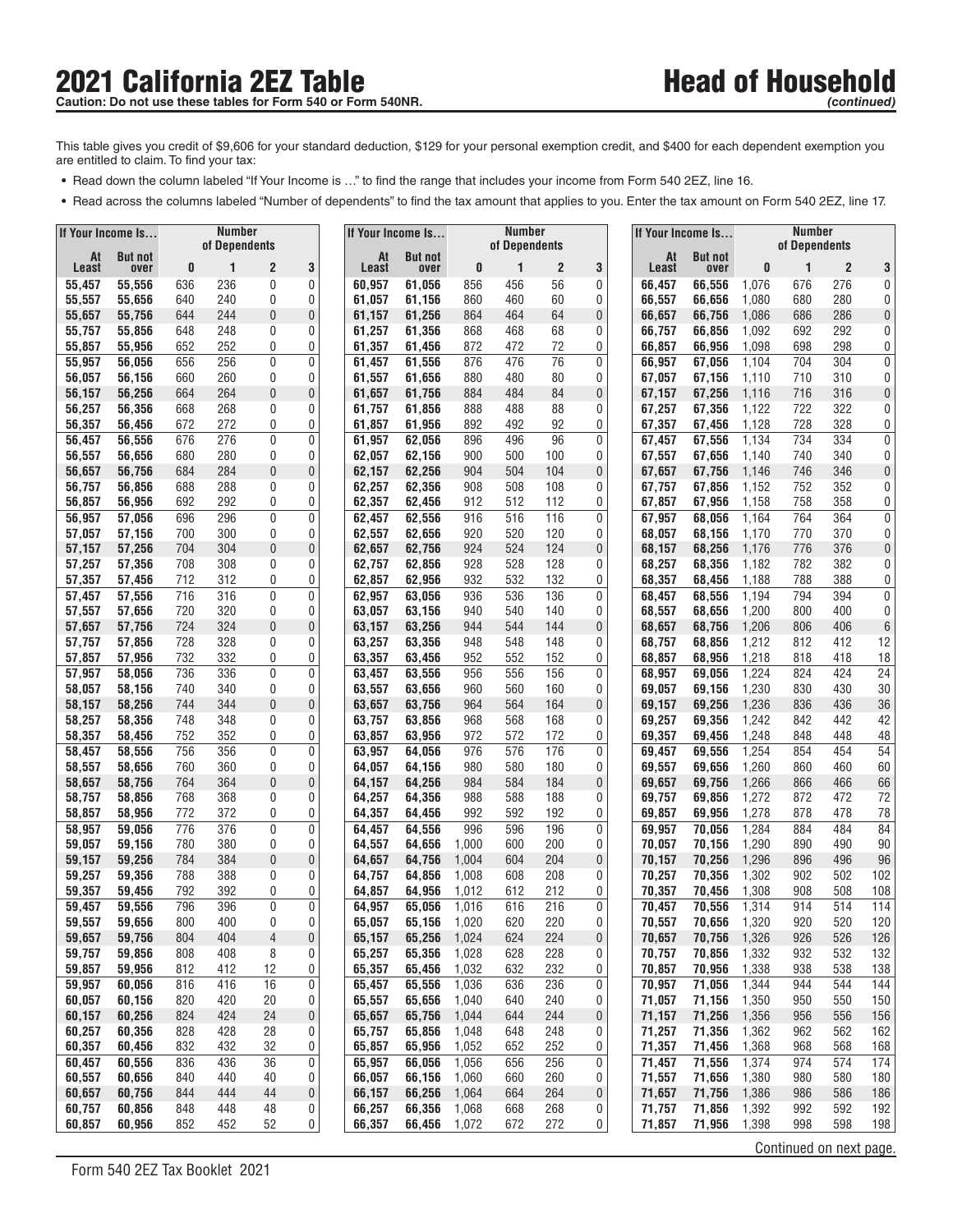# 2021 California 2EZ Table

**Caution: Do not use these tables for Form 540 or Form 540NR.**

## Head of Household *(continued)*

This table gives you credit of $9,606 for your standard deduction, $129 for your personal exemption credit, and $400 for each dependent exemption you are entitled to claim. To find your tax:

- Read down the column labeled "If Your Income is …" to find the range that includes your income from Form 540 2EZ, line 16.
- Read across the columns labeled "Number of dependents" to find the tax amount that applies to you. Enter the tax amount on Form 540 2EZ, line 17.

| If Your Income Is… | | Number of Dependents | | | |
|---|---|---|---|---|---|
| At Least | But not over | 0 | 1 | 2 | 3 |
| 55,457 | 55,556 | 636 | 236 | 0 | 0 |
| 55,557 | 55,656 | 640 | 240 | 0 | 0 |
| 55,657 | 55,756 | 644 | 244 | 0 | 0 |
| 55,757 | 55,856 | 648 | 248 | 0 | 0 |
| 55,857 | 55,956 | 652 | 252 | 0 | 0 |
| 55,957 | 56,056 | 656 | 256 | 0 | 0 |
| 56,057 | 56,156 | 660 | 260 | 0 | 0 |
| 56,157 | 56,256 | 664 | 264 | 0 | 0 |
| 56,257 | 56,356 | 668 | 268 | 0 | 0 |
| 56,357 | 56,456 | 672 | 272 | 0 | 0 |
| 56,457 | 56,556 | 676 | 276 | 0 | 0 |
| 56,557 | 56,656 | 680 | 280 | 0 | 0 |
| 56,657 | 56,756 | 684 | 284 | 0 | 0 |
| 56,757 | 56,856 | 688 | 288 | 0 | 0 |
| 56,857 | 56,956 | 692 | 292 | 0 | 0 |
| 56,957 | 57,056 | 696 | 296 | 0 | 0 |
| 57,057 | 57,156 | 700 | 300 | 0 | 0 |
| 57,157 | 57,256 | 704 | 304 | 0 | 0 |
| 57,257 | 57,356 | 708 | 308 | 0 | 0 |
| 57,357 | 57,456 | 712 | 312 | 0 | 0 |
| 57,457 | 57,556 | 716 | 316 | 0 | 0 |
| 57,557 | 57,656 | 720 | 320 | 0 | 0 |
| 57,657 | 57,756 | 724 | 324 | 0 | 0 |
| 57,757 | 57,856 | 728 | 328 | 0 | 0 |
| 57,857 | 57,956 | 732 | 332 | 0 | 0 |
| 57,957 | 58,056 | 736 | 336 | 0 | 0 |
| 58,057 | 58,156 | 740 | 340 | 0 | 0 |
| 58,157 | 58,256 | 744 | 344 | 0 | 0 |
| 58,257 | 58,356 | 748 | 348 | 0 | 0 |
| 58,357 | 58,456 | 752 | 352 | 0 | 0 |
| 58,457 | 58,556 | 756 | 356 | 0 | 0 |
| 58,557 | 58,656 | 760 | 360 | 0 | 0 |
| 58,657 | 58,756 | 764 | 364 | 0 | 0 |
| 58,757 | 58,856 | 768 | 368 | 0 | 0 |
| 58,857 | 58,956 | 772 | 372 | 0 | 0 |
| 58,957 | 59,056 | 776 | 376 | 0 | 0 |
| 59,057 | 59,156 | 780 | 380 | 0 | 0 |
| 59,157 | 59,256 | 784 | 384 | 0 | 0 |
| 59,257 | 59,356 | 788 | 388 | 0 | 0 |
| 59,357 | 59,456 | 792 | 392 | 0 | 0 |
| 59,457 | 59,556 | 796 | 396 | 0 | 0 |
| 59,557 | 59,656 | 800 | 400 | 0 | 0 |
| 59,657 | 59,756 | 804 | 404 | 4 | 0 |
| 59,757 | 59,856 | 808 | 408 | 8 | 0 |
| 59,857 | 59,956 | 812 | 412 | 12 | 0 |
| 59,957 | 60,056 | 816 | 416 | 16 | 0 |
| 60,057 | 60,156 | 820 | 420 | 20 | 0 |
| 60,157 | 60,256 | 824 | 424 | 24 | 0 |
| 60,257 | 60,356 | 828 | 428 | 28 | 0 |
| 60,357 | 60,456 | 832 | 432 | 32 | 0 |
| 60,457 | 60,556 | 836 | 436 | 36 | 0 |
| 60,557 | 60,656 | 840 | 440 | 40 | 0 |
| 60,657 | 60,756 | 844 | 444 | 44 | 0 |
| 60,757 | 60,856 | 848 | 448 | 48 | 0 |
| 60,857 | 60,956 | 852 | 452 | 52 | 0 |
| 60,957 | 61,056 | 856 | 456 | 56 | 0 |
| 61,057 | 61,156 | 860 | 460 | 60 | 0 |
| 61,157 | 61,256 | 864 | 464 | 64 | 0 |
| 61,257 | 61,356 | 868 | 468 | 68 | 0 |
| 61,357 | 61,456 | 872 | 472 | 72 | 0 |
| 61,457 | 61,556 | 876 | 476 | 76 | 0 |
| 61,557 | 61,656 | 880 | 480 | 80 | 0 |
| 61,657 | 61,756 | 884 | 484 | 84 | 0 |
| 61,757 | 61,856 | 888 | 488 | 88 | 0 |
| 61,857 | 61,956 | 892 | 492 | 92 | 0 |
| 61,957 | 62,056 | 896 | 496 | 96 | 0 |
| 62,057 | 62,156 | 900 | 500 | 100 | 0 |
| 62,157 | 62,256 | 904 | 504 | 104 | 0 |
| 62,257 | 62,356 | 908 | 508 | 108 | 0 |
| 62,357 | 62,456 | 912 | 512 | 112 | 0 |
| 62,457 | 62,556 | 916 | 516 | 116 | 0 |
| 62,557 | 62,656 | 920 | 520 | 120 | 0 |
| 62,657 | 62,756 | 924 | 524 | 124 | 0 |
| 62,757 | 62,856 | 928 | 528 | 128 | 0 |
| 62,857 | 62,956 | 932 | 532 | 132 | 0 |
| 62,957 | 63,056 | 936 | 536 | 136 | 0 |
| 63,057 | 63,156 | 940 | 540 | 140 | 0 |
| 63,157 | 63,256 | 944 | 544 | 144 | 0 |
| 63,257 | 63,356 | 948 | 548 | 148 | 0 |
| 63,357 | 63,456 | 952 | 552 | 152 | 0 |
| 63,457 | 63,556 | 956 | 556 | 156 | 0 |
| 63,557 | 63,656 | 960 | 560 | 160 | 0 |
| 63,657 | 63,756 | 964 | 564 | 164 | 0 |
| 63,757 | 63,856 | 968 | 568 | 168 | 0 |
| 63,857 | 63,956 | 972 | 572 | 172 | 0 |
| 63,957 | 64,056 | 976 | 576 | 176 | 0 |
| 64,057 | 64,156 | 980 | 580 | 180 | 0 |
| 64,157 | 64,256 | 984 | 584 | 184 | 0 |
| 64,257 | 64,356 | 988 | 588 | 188 | 0 |
| 64,357 | 64,456 | 992 | 592 | 192 | 0 |
| 64,457 | 64,556 | 996 | 596 | 196 | 0 |
| 64,557 | 64,656 | 1,000 | 600 | 200 | 0 |
| 64,657 | 64,756 | 1,004 | 604 | 204 | 0 |
| 64,757 | 64,856 | 1,008 | 608 | 208 | 0 |
| 64,857 | 64,956 | 1,012 | 612 | 212 | 0 |
| 64,957 | 65,056 | 1,016 | 616 | 216 | 0 |
| 65,057 | 65,156 | 1,020 | 620 | 220 | 0 |
| 65,157 | 65,256 | 1,024 | 624 | 224 | 0 |
| 65,257 | 65,356 | 1,028 | 628 | 228 | 0 |
| 65,357 | 65,456 | 1,032 | 632 | 232 | 0 |
| 65,457 | 65,556 | 1,036 | 636 | 236 | 0 |
| 65,557 | 65,656 | 1,040 | 640 | 240 | 0 |
| 65,657 | 65,756 | 1,044 | 644 | 244 | 0 |
| 65,757 | 65,856 | 1,048 | 648 | 248 | 0 |
| 65,857 | 65,956 | 1,052 | 652 | 252 | 0 |
| 65,957 | 66,056 | 1,056 | 656 | 256 | 0 |
| 66,057 | 66,156 | 1,060 | 660 | 260 | 0 |
| 66,157 | 66,256 | 1,064 | 664 | 264 | 0 |
| 66,257 | 66,356 | 1,068 | 668 | 268 | 0 |
| 66,357 | 66,456 | 1,072 | 672 | 272 | 0 |
| 66,457 | 66,556 | 1,076 | 676 | 276 | 0 |
| 66,557 | 66,656 | 1,080 | 680 | 280 | 0 |
| 66,657 | 66,756 | 1,086 | 686 | 286 | 0 |
| 66,757 | 66,856 | 1,092 | 692 | 292 | 0 |
| 66,857 | 66,956 | 1,098 | 698 | 298 | 0 |
| 66,957 | 67,056 | 1,104 | 704 | 304 | 0 |
| 67,057 | 67,156 | 1,110 | 710 | 310 | 0 |
| 67,157 | 67,256 | 1,116 | 716 | 316 | 0 |
| 67,257 | 67,356 | 1,122 | 722 | 322 | 0 |
| 67,357 | 67,456 | 1,128 | 728 | 328 | 0 |
| 67,457 | 67,556 | 1,134 | 734 | 334 | 0 |
| 67,557 | 67,656 | 1,140 | 740 | 340 | 0 |
| 67,657 | 67,756 | 1,146 | 746 | 346 | 0 |
| 67,757 | 67,856 | 1,152 | 752 | 352 | 0 |
| 67,857 | 67,956 | 1,158 | 758 | 358 | 0 |
| 67,957 | 68,056 | 1,164 | 764 | 364 | 0 |
| 68,057 | 68,156 | 1,170 | 770 | 370 | 0 |
| 68,157 | 68,256 | 1,176 | 776 | 376 | 0 |
| 68,257 | 68,356 | 1,182 | 782 | 382 | 0 |
| 68,357 | 68,456 | 1,188 | 788 | 388 | 0 |
| 68,457 | 68,556 | 1,194 | 794 | 394 | 0 |
| 68,557 | 68,656 | 1,200 | 800 | 400 | 0 |
| 68,657 | 68,756 | 1,206 | 806 | 406 | 6 |
| 68,757 | 68,856 | 1,212 | 812 | 412 | 12 |
| 68,857 | 68,956 | 1,218 | 818 | 418 | 18 |
| 68,957 | 69,056 | 1,224 | 824 | 424 | 24 |
| 69,057 | 69,156 | 1,230 | 830 | 430 | 30 |
| 69,157 | 69,256 | 1,236 | 836 | 436 | 36 |
| 69,257 | 69,356 | 1,242 | 842 | 442 | 42 |
| 69,357 | 69,456 | 1,248 | 848 | 448 | 48 |
| 69,457 | 69,556 | 1,254 | 854 | 454 | 54 |
| 69,557 | 69,656 | 1,260 | 860 | 460 | 60 |
| 69,657 | 69,756 | 1,266 | 866 | 466 | 66 |
| 69,757 | 69,856 | 1,272 | 872 | 472 | 72 |
| 69,857 | 69,956 | 1,278 | 878 | 478 | 78 |
| 69,957 | 70,056 | 1,284 | 884 | 484 | 84 |
| 70,057 | 70,156 | 1,290 | 890 | 490 | 90 |
| 70,157 | 70,256 | 1,296 | 896 | 496 | 96 |
| 70,257 | 70,356 | 1,302 | 902 | 502 | 102 |
| 70,357 | 70,456 | 1,308 | 908 | 508 | 108 |
| 70,457 | 70,556 | 1,314 | 914 | 514 | 114 |
| 70,557 | 70,656 | 1,320 | 920 | 520 | 120 |
| 70,657 | 70,756 | 1,326 | 926 | 526 | 126 |
| 70,757 | 70,856 | 1,332 | 932 | 532 | 132 |
| 70,857 | 70,956 | 1,338 | 938 | 538 | 138 |
| 70,957 | 71,056 | 1,344 | 944 | 544 | 144 |
| 71,057 | 71,156 | 1,350 | 950 | 550 | 150 |
| 71,157 | 71,256 | 1,356 | 956 | 556 | 156 |
| 71,257 | 71,356 | 1,362 | 962 | 562 | 162 |
| 71,357 | 71,456 | 1,368 | 968 | 568 | 168 |
| 71,457 | 71,556 | 1,374 | 974 | 574 | 174 |
| 71,557 | 71,656 | 1,380 | 980 | 580 | 180 |
| 71,657 | 71,756 | 1,386 | 986 | 586 | 186 |
| 71,757 | 71,856 | 1,392 | 992 | 592 | 192 |
| 71,857 | 71,956 | 1,398 | 998 | 598 | 198 |

Continued on next page.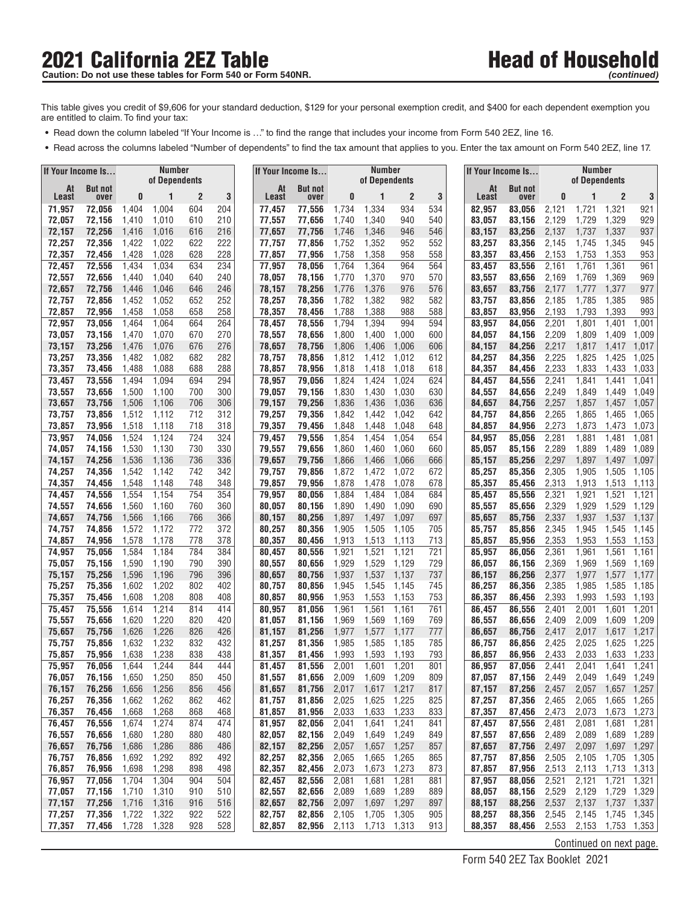# 2021 California 2EZ Table

**Caution: Do not use these tables for Form 540 or Form 540NR.**

## Head of Household

*(continued)*

This table gives you credit of $9,606 for your standard deduction, $129 for your personal exemption credit, and $400 for each dependent exemption you are entitled to claim. To find your tax:

- Read down the column labeled "If Your Income is …" to find the range that includes your income from Form 540 2EZ, line 16.
- Read across the columns labeled "Number of dependents" to find the tax amount that applies to you. Enter the tax amount on Form 540 2EZ, line 17.

| If Your Income Is… | | Number of Dependents | | | |
|---|---|---|---|---|---|
| At Least | But not over | 0 | 1 | 2 | 3 |
| 71,957 | 72,056 | 1,404 | 1,004 | 604 | 204 |
| 72,057 | 72,156 | 1,410 | 1,010 | 610 | 210 |
| 72,157 | 72,256 | 1,416 | 1,016 | 616 | 216 |
| 72,257 | 72,356 | 1,422 | 1,022 | 622 | 222 |
| 72,357 | 72,456 | 1,428 | 1,028 | 628 | 228 |
| 72,457 | 72,556 | 1,434 | 1,034 | 634 | 234 |
| 72,557 | 72,656 | 1,440 | 1,040 | 640 | 240 |
| 72,657 | 72,756 | 1,446 | 1,046 | 646 | 246 |
| 72,757 | 72,856 | 1,452 | 1,052 | 652 | 252 |
| 72,857 | 72,956 | 1,458 | 1,058 | 658 | 258 |
| 72,957 | 73,056 | 1,464 | 1,064 | 664 | 264 |
| 73,057 | 73,156 | 1,470 | 1,070 | 670 | 270 |
| 73,157 | 73,256 | 1,476 | 1,076 | 676 | 276 |
| 73,257 | 73,356 | 1,482 | 1,082 | 682 | 282 |
| 73,357 | 73,456 | 1,488 | 1,088 | 688 | 288 |
| 73,457 | 73,556 | 1,494 | 1,094 | 694 | 294 |
| 73,557 | 73,656 | 1,500 | 1,100 | 700 | 300 |
| 73,657 | 73,756 | 1,506 | 1,106 | 706 | 306 |
| 73,757 | 73,856 | 1,512 | 1,112 | 712 | 312 |
| 73,857 | 73,956 | 1,518 | 1,118 | 718 | 318 |
| 73,957 | 74,056 | 1,524 | 1,124 | 724 | 324 |
| 74,057 | 74,156 | 1,530 | 1,130 | 730 | 330 |
| 74,157 | 74,256 | 1,536 | 1,136 | 736 | 336 |
| 74,257 | 74,356 | 1,542 | 1,142 | 742 | 342 |
| 74,357 | 74,456 | 1,548 | 1,148 | 748 | 348 |
| 74,457 | 74,556 | 1,554 | 1,154 | 754 | 354 |
| 74,557 | 74,656 | 1,560 | 1,160 | 760 | 360 |
| 74,657 | 74,756 | 1,566 | 1,166 | 766 | 366 |
| 74,757 | 74,856 | 1,572 | 1,172 | 772 | 372 |
| 74,857 | 74,956 | 1,578 | 1,178 | 778 | 378 |
| 74,957 | 75,056 | 1,584 | 1,184 | 784 | 384 |
| 75,057 | 75,156 | 1,590 | 1,190 | 790 | 390 |
| 75,157 | 75,256 | 1,596 | 1,196 | 796 | 396 |
| 75,257 | 75,356 | 1,602 | 1,202 | 802 | 402 |
| 75,357 | 75,456 | 1,608 | 1,208 | 808 | 408 |
| 75,457 | 75,556 | 1,614 | 1,214 | 814 | 414 |
| 75,557 | 75,656 | 1,620 | 1,220 | 820 | 420 |
| 75,657 | 75,756 | 1,626 | 1,226 | 826 | 426 |
| 75,757 | 75,856 | 1,632 | 1,232 | 832 | 432 |
| 75,857 | 75,956 | 1,638 | 1,238 | 838 | 438 |
| 75,957 | 76,056 | 1,644 | 1,244 | 844 | 444 |
| 76,057 | 76,156 | 1,650 | 1,250 | 850 | 450 |
| 76,157 | 76,256 | 1,656 | 1,256 | 856 | 456 |
| 76,257 | 76,356 | 1,662 | 1,262 | 862 | 462 |
| 76,357 | 76,456 | 1,668 | 1,268 | 868 | 468 |
| 76,457 | 76,556 | 1,674 | 1,274 | 874 | 474 |
| 76,557 | 76,656 | 1,680 | 1,280 | 880 | 480 |
| 76,657 | 76,756 | 1,686 | 1,286 | 886 | 486 |
| 76,757 | 76,856 | 1,692 | 1,292 | 892 | 492 |
| 76,857 | 76,956 | 1,698 | 1,298 | 898 | 498 |
| 76,957 | 77,056 | 1,704 | 1,304 | 904 | 504 |
| 77,057 | 77,156 | 1,710 | 1,310 | 910 | 510 |
| 77,157 | 77,256 | 1,716 | 1,316 | 916 | 516 |
| 77,257 | 77,356 | 1,722 | 1,322 | 922 | 522 |
| 77,357 | 77,456 | 1,728 | 1,328 | 928 | 528 |
| 77,457 | 77,556 | 1,734 | 1,334 | 934 | 534 |
| 77,557 | 77,656 | 1,740 | 1,340 | 940 | 540 |
| 77,657 | 77,756 | 1,746 | 1,346 | 946 | 546 |
| 77,757 | 77,856 | 1,752 | 1,352 | 952 | 552 |
| 77,857 | 77,956 | 1,758 | 1,358 | 958 | 558 |
| 77,957 | 78,056 | 1,764 | 1,364 | 964 | 564 |
| 78,057 | 78,156 | 1,770 | 1,370 | 970 | 570 |
| 78,157 | 78,256 | 1,776 | 1,376 | 976 | 576 |
| 78,257 | 78,356 | 1,782 | 1,382 | 982 | 582 |
| 78,357 | 78,456 | 1,788 | 1,388 | 988 | 588 |
| 78,457 | 78,556 | 1,794 | 1,394 | 994 | 594 |
| 78,557 | 78,656 | 1,800 | 1,400 | 1,000 | 600 |
| 78,657 | 78,756 | 1,806 | 1,406 | 1,006 | 606 |
| 78,757 | 78,856 | 1,812 | 1,412 | 1,012 | 612 |
| 78,857 | 78,956 | 1,818 | 1,418 | 1,018 | 618 |
| 78,957 | 79,056 | 1,824 | 1,424 | 1,024 | 624 |
| 79,057 | 79,156 | 1,830 | 1,430 | 1,030 | 630 |
| 79,157 | 79,256 | 1,836 | 1,436 | 1,036 | 636 |
| 79,257 | 79,356 | 1,842 | 1,442 | 1,042 | 642 |
| 79,357 | 79,456 | 1,848 | 1,448 | 1,048 | 648 |
| 79,457 | 79,556 | 1,854 | 1,454 | 1,054 | 654 |
| 79,557 | 79,656 | 1,860 | 1,460 | 1,060 | 660 |
| 79,657 | 79,756 | 1,866 | 1,466 | 1,066 | 666 |
| 79,757 | 79,856 | 1,872 | 1,472 | 1,072 | 672 |
| 79,857 | 79,956 | 1,878 | 1,478 | 1,078 | 678 |
| 79,957 | 80,056 | 1,884 | 1,484 | 1,084 | 684 |
| 80,057 | 80,156 | 1,890 | 1,490 | 1,090 | 690 |
| 80,157 | 80,256 | 1,897 | 1,497 | 1,097 | 697 |
| 80,257 | 80,356 | 1,905 | 1,505 | 1,105 | 705 |
| 80,357 | 80,456 | 1,913 | 1,513 | 1,113 | 713 |
| 80,457 | 80,556 | 1,921 | 1,521 | 1,121 | 721 |
| 80,557 | 80,656 | 1,929 | 1,529 | 1,129 | 729 |
| 80,657 | 80,756 | 1,937 | 1,537 | 1,137 | 737 |
| 80,757 | 80,856 | 1,945 | 1,545 | 1,145 | 745 |
| 80,857 | 80,956 | 1,953 | 1,553 | 1,153 | 753 |
| 80,957 | 81,056 | 1,961 | 1,561 | 1,161 | 761 |
| 81,057 | 81,156 | 1,969 | 1,569 | 1,169 | 769 |
| 81,157 | 81,256 | 1,977 | 1,577 | 1,177 | 777 |
| 81,257 | 81,356 | 1,985 | 1,585 | 1,185 | 785 |
| 81,357 | 81,456 | 1,993 | 1,593 | 1,193 | 793 |
| 81,457 | 81,556 | 2,001 | 1,601 | 1,201 | 801 |
| 81,557 | 81,656 | 2,009 | 1,609 | 1,209 | 809 |
| 81,657 | 81,756 | 2,017 | 1,617 | 1,217 | 817 |
| 81,757 | 81,856 | 2,025 | 1,625 | 1,225 | 825 |
| 81,857 | 81,956 | 2,033 | 1,633 | 1,233 | 833 |
| 81,957 | 82,056 | 2,041 | 1,641 | 1,241 | 841 |
| 82,057 | 82,156 | 2,049 | 1,649 | 1,249 | 849 |
| 82,157 | 82,256 | 2,057 | 1,657 | 1,257 | 857 |
| 82,257 | 82,356 | 2,065 | 1,665 | 1,265 | 865 |
| 82,357 | 82,456 | 2,073 | 1,673 | 1,273 | 873 |
| 82,457 | 82,556 | 2,081 | 1,681 | 1,281 | 881 |
| 82,557 | 82,656 | 2,089 | 1,689 | 1,289 | 889 |
| 82,657 | 82,756 | 2,097 | 1,697 | 1,297 | 897 |
| 82,757 | 82,856 | 2,105 | 1,705 | 1,305 | 905 |
| 82,857 | 82,956 | 2,113 | 1,713 | 1,313 | 913 |
| 82,957 | 83,056 | 2,121 | 1,721 | 1,321 | 921 |
| 83,057 | 83,156 | 2,129 | 1,729 | 1,329 | 929 |
| 83,157 | 83,256 | 2,137 | 1,737 | 1,337 | 937 |
| 83,257 | 83,356 | 2,145 | 1,745 | 1,345 | 945 |
| 83,357 | 83,456 | 2,153 | 1,753 | 1,353 | 953 |
| 83,457 | 83,556 | 2,161 | 1,761 | 1,361 | 961 |
| 83,557 | 83,656 | 2,169 | 1,769 | 1,369 | 969 |
| 83,657 | 83,756 | 2,177 | 1,777 | 1,377 | 977 |
| 83,757 | 83,856 | 2,185 | 1,785 | 1,385 | 985 |
| 83,857 | 83,956 | 2,193 | 1,793 | 1,393 | 993 |
| 83,957 | 84,056 | 2,201 | 1,801 | 1,401 | 1,001 |
| 84,057 | 84,156 | 2,209 | 1,809 | 1,409 | 1,009 |
| 84,157 | 84,256 | 2,217 | 1,817 | 1,417 | 1,017 |
| 84,257 | 84,356 | 2,225 | 1,825 | 1,425 | 1,025 |
| 84,357 | 84,456 | 2,233 | 1,833 | 1,433 | 1,033 |
| 84,457 | 84,556 | 2,241 | 1,841 | 1,441 | 1,041 |
| 84,557 | 84,656 | 2,249 | 1,849 | 1,449 | 1,049 |
| 84,657 | 84,756 | 2,257 | 1,857 | 1,457 | 1,057 |
| 84,757 | 84,856 | 2,265 | 1,865 | 1,465 | 1,065 |
| 84,857 | 84,956 | 2,273 | 1,873 | 1,473 | 1,073 |
| 84,957 | 85,056 | 2,281 | 1,881 | 1,481 | 1,081 |
| 85,057 | 85,156 | 2,289 | 1,889 | 1,489 | 1,089 |
| 85,157 | 85,256 | 2,297 | 1,897 | 1,497 | 1,097 |
| 85,257 | 85,356 | 2,305 | 1,905 | 1,505 | 1,105 |
| 85,357 | 85,456 | 2,313 | 1,913 | 1,513 | 1,113 |
| 85,457 | 85,556 | 2,321 | 1,921 | 1,521 | 1,121 |
| 85,557 | 85,656 | 2,329 | 1,929 | 1,529 | 1,129 |
| 85,657 | 85,756 | 2,337 | 1,937 | 1,537 | 1,137 |
| 85,757 | 85,856 | 2,345 | 1,945 | 1,545 | 1,145 |
| 85,857 | 85,956 | 2,353 | 1,953 | 1,553 | 1,153 |
| 85,957 | 86,056 | 2,361 | 1,961 | 1,561 | 1,161 |
| 86,057 | 86,156 | 2,369 | 1,969 | 1,569 | 1,169 |
| 86,157 | 86,256 | 2,377 | 1,977 | 1,577 | 1,177 |
| 86,257 | 86,356 | 2,385 | 1,985 | 1,585 | 1,185 |
| 86,357 | 86,456 | 2,393 | 1,993 | 1,593 | 1,193 |
| 86,457 | 86,556 | 2,401 | 2,001 | 1,601 | 1,201 |
| 86,557 | 86,656 | 2,409 | 2,009 | 1,609 | 1,209 |
| 86,657 | 86,756 | 2,417 | 2,017 | 1,617 | 1,217 |
| 86,757 | 86,856 | 2,425 | 2,025 | 1,625 | 1,225 |
| 86,857 | 86,956 | 2,433 | 2,033 | 1,633 | 1,233 |
| 86,957 | 87,056 | 2,441 | 2,041 | 1,641 | 1,241 |
| 87,057 | 87,156 | 2,449 | 2,049 | 1,649 | 1,249 |
| 87,157 | 87,256 | 2,457 | 2,057 | 1,657 | 1,257 |
| 87,257 | 87,356 | 2,465 | 2,065 | 1,665 | 1,265 |
| 87,357 | 87,456 | 2,473 | 2,073 | 1,673 | 1,273 |
| 87,457 | 87,556 | 2,481 | 2,081 | 1,681 | 1,281 |
| 87,557 | 87,656 | 2,489 | 2,089 | 1,689 | 1,289 |
| 87,657 | 87,756 | 2,497 | 2,097 | 1,697 | 1,297 |
| 87,757 | 87,856 | 2,505 | 2,105 | 1,705 | 1,305 |
| 87,857 | 87,956 | 2,513 | 2,113 | 1,713 | 1,313 |
| 87,957 | 88,056 | 2,521 | 2,121 | 1,721 | 1,321 |
| 88,057 | 88,156 | 2,529 | 2,129 | 1,729 | 1,329 |
| 88,157 | 88,256 | 2,537 | 2,137 | 1,737 | 1,337 |
| 88,257 | 88,356 | 2,545 | 2,145 | 1,745 | 1,345 |
| 88,357 | 88,456 | 2,553 | 2,153 | 1,753 | 1,353 |

Continued on next page.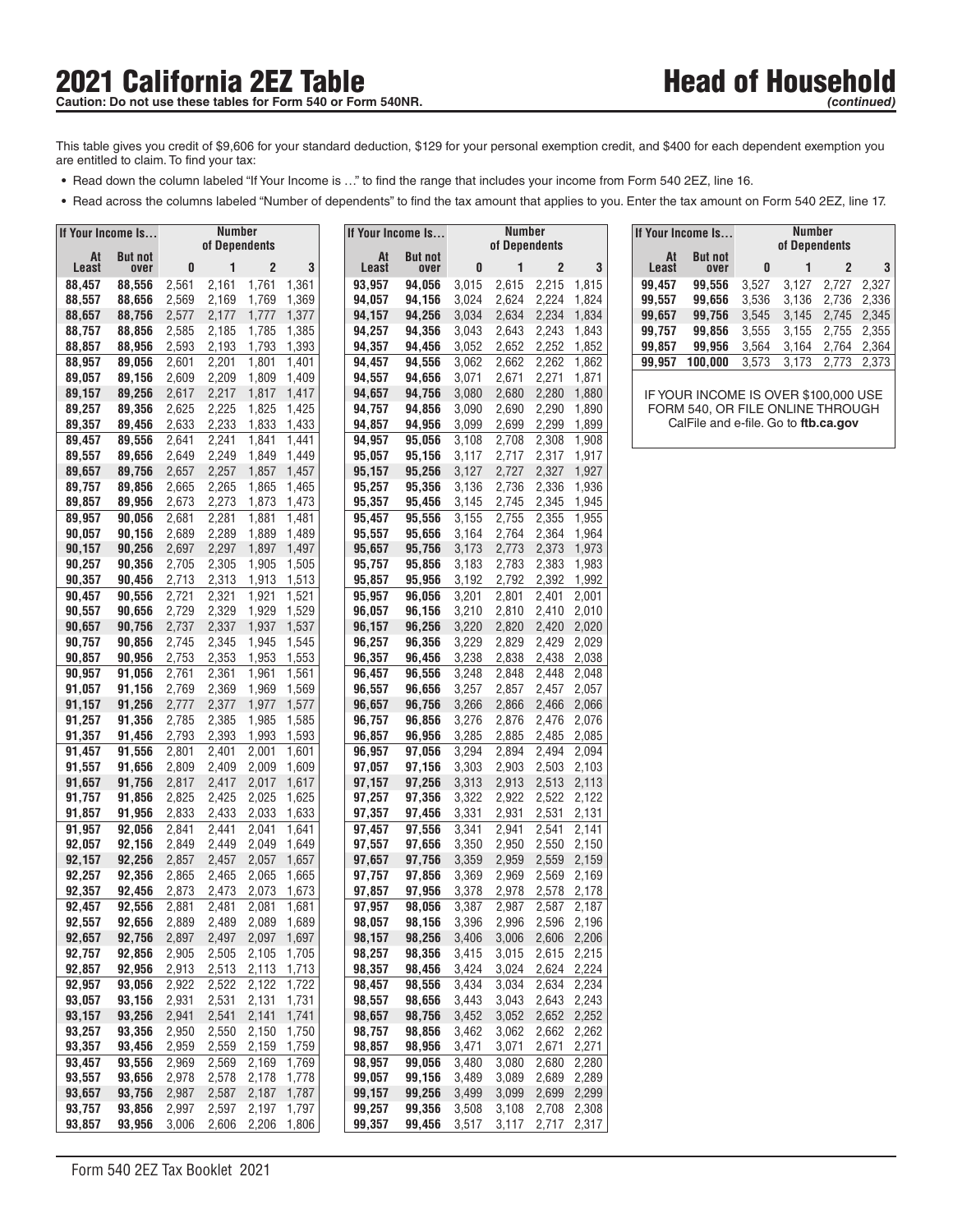# 2021 California 2EZ Table

**Caution: Do not use these tables for Form 540 or Form 540NR.**

## Head of Household *(continued)*

This table gives you credit of $9,606 for your standard deduction, $129 for your personal exemption credit, and $400 for each dependent exemption you are entitled to claim. To find your tax:

- Read down the column labeled "If Your Income is …" to find the range that includes your income from Form 540 2EZ, line 16.
- Read across the columns labeled "Number of dependents" to find the tax amount that applies to you. Enter the tax amount on Form 540 2EZ, line 17.

| If Your Income Is… | | Number of Dependents | | | |
|---|---|---|---|---|---|
| At Least | But not over | 0 | 1 | 2 | 3 |
| 88,457 | 88,556 | 2,561 | 2,161 | 1,761 | 1,361 |
| 88,557 | 88,656 | 2,569 | 2,169 | 1,769 | 1,369 |
| 88,657 | 88,756 | 2,577 | 2,177 | 1,777 | 1,377 |
| 88,757 | 88,856 | 2,585 | 2,185 | 1,785 | 1,385 |
| 88,857 | 88,956 | 2,593 | 2,193 | 1,793 | 1,393 |
| 88,957 | 89,056 | 2,601 | 2,201 | 1,801 | 1,401 |
| 89,057 | 89,156 | 2,609 | 2,209 | 1,809 | 1,409 |
| 89,157 | 89,256 | 2,617 | 2,217 | 1,817 | 1,417 |
| 89,257 | 89,356 | 2,625 | 2,225 | 1,825 | 1,425 |
| 89,357 | 89,456 | 2,633 | 2,233 | 1,833 | 1,433 |
| 89,457 | 89,556 | 2,641 | 2,241 | 1,841 | 1,441 |
| 89,557 | 89,656 | 2,649 | 2,249 | 1,849 | 1,449 |
| 89,657 | 89,756 | 2,657 | 2,257 | 1,857 | 1,457 |
| 89,757 | 89,856 | 2,665 | 2,265 | 1,865 | 1,465 |
| 89,857 | 89,956 | 2,673 | 2,273 | 1,873 | 1,473 |
| 89,957 | 90,056 | 2,681 | 2,281 | 1,881 | 1,481 |
| 90,057 | 90,156 | 2,689 | 2,289 | 1,889 | 1,489 |
| 90,157 | 90,256 | 2,697 | 2,297 | 1,897 | 1,497 |
| 90,257 | 90,356 | 2,705 | 2,305 | 1,905 | 1,505 |
| 90,357 | 90,456 | 2,713 | 2,313 | 1,913 | 1,513 |
| 90,457 | 90,556 | 2,721 | 2,321 | 1,921 | 1,521 |
| 90,557 | 90,656 | 2,729 | 2,329 | 1,929 | 1,529 |
| 90,657 | 90,756 | 2,737 | 2,337 | 1,937 | 1,537 |
| 90,757 | 90,856 | 2,745 | 2,345 | 1,945 | 1,545 |
| 90,857 | 90,956 | 2,753 | 2,353 | 1,953 | 1,553 |
| 90,957 | 91,056 | 2,761 | 2,361 | 1,961 | 1,561 |
| 91,057 | 91,156 | 2,769 | 2,369 | 1,969 | 1,569 |
| 91,157 | 91,256 | 2,777 | 2,377 | 1,977 | 1,577 |
| 91,257 | 91,356 | 2,785 | 2,385 | 1,985 | 1,585 |
| 91,357 | 91,456 | 2,793 | 2,393 | 1,993 | 1,593 |
| 91,457 | 91,556 | 2,801 | 2,401 | 2,001 | 1,601 |
| 91,557 | 91,656 | 2,809 | 2,409 | 2,009 | 1,609 |
| 91,657 | 91,756 | 2,817 | 2,417 | 2,017 | 1,617 |
| 91,757 | 91,856 | 2,825 | 2,425 | 2,025 | 1,625 |
| 91,857 | 91,956 | 2,833 | 2,433 | 2,033 | 1,633 |
| 91,957 | 92,056 | 2,841 | 2,441 | 2,041 | 1,641 |
| 92,057 | 92,156 | 2,849 | 2,449 | 2,049 | 1,649 |
| 92,157 | 92,256 | 2,857 | 2,457 | 2,057 | 1,657 |
| 92,257 | 92,356 | 2,865 | 2,465 | 2,065 | 1,665 |
| 92,357 | 92,456 | 2,873 | 2,473 | 2,073 | 1,673 |
| 92,457 | 92,556 | 2,881 | 2,481 | 2,081 | 1,681 |
| 92,557 | 92,656 | 2,889 | 2,489 | 2,089 | 1,689 |
| 92,657 | 92,756 | 2,897 | 2,497 | 2,097 | 1,697 |
| 92,757 | 92,856 | 2,905 | 2,505 | 2,105 | 1,705 |
| 92,857 | 92,956 | 2,913 | 2,513 | 2,113 | 1,713 |
| 92,957 | 93,056 | 2,922 | 2,522 | 2,122 | 1,722 |
| 93,057 | 93,156 | 2,931 | 2,531 | 2,131 | 1,731 |
| 93,157 | 93,256 | 2,941 | 2,541 | 2,141 | 1,741 |
| 93,257 | 93,356 | 2,950 | 2,550 | 2,150 | 1,750 |
| 93,357 | 93,456 | 2,959 | 2,559 | 2,159 | 1,759 |
| 93,457 | 93,556 | 2,969 | 2,569 | 2,169 | 1,769 |
| 93,557 | 93,656 | 2,978 | 2,578 | 2,178 | 1,778 |
| 93,657 | 93,756 | 2,987 | 2,587 | 2,187 | 1,787 |
| 93,757 | 93,856 | 2,997 | 2,597 | 2,197 | 1,797 |
| 93,857 | 93,956 | 3,006 | 2,606 | 2,206 | 1,806 |
| 93,957 | 94,056 | 3,015 | 2,615 | 2,215 | 1,815 |
| 94,057 | 94,156 | 3,024 | 2,624 | 2,224 | 1,824 |
| 94,157 | 94,256 | 3,034 | 2,634 | 2,234 | 1,834 |
| 94,257 | 94,356 | 3,043 | 2,643 | 2,243 | 1,843 |
| 94,357 | 94,456 | 3,052 | 2,652 | 2,252 | 1,852 |
| 94,457 | 94,556 | 3,062 | 2,662 | 2,262 | 1,862 |
| 94,557 | 94,656 | 3,071 | 2,671 | 2,271 | 1,871 |
| 94,657 | 94,756 | 3,080 | 2,680 | 2,280 | 1,880 |
| 94,757 | 94,856 | 3,090 | 2,690 | 2,290 | 1,890 |
| 94,857 | 94,956 | 3,099 | 2,699 | 2,299 | 1,899 |
| 94,957 | 95,056 | 3,108 | 2,708 | 2,308 | 1,908 |
| 95,057 | 95,156 | 3,117 | 2,717 | 2,317 | 1,917 |
| 95,157 | 95,256 | 3,127 | 2,727 | 2,327 | 1,927 |
| 95,257 | 95,356 | 3,136 | 2,736 | 2,336 | 1,936 |
| 95,357 | 95,456 | 3,145 | 2,745 | 2,345 | 1,945 |
| 95,457 | 95,556 | 3,155 | 2,755 | 2,355 | 1,955 |
| 95,557 | 95,656 | 3,164 | 2,764 | 2,364 | 1,964 |
| 95,657 | 95,756 | 3,173 | 2,773 | 2,373 | 1,973 |
| 95,757 | 95,856 | 3,183 | 2,783 | 2,383 | 1,983 |
| 95,857 | 95,956 | 3,192 | 2,792 | 2,392 | 1,992 |
| 95,957 | 96,056 | 3,201 | 2,801 | 2,401 | 2,001 |
| 96,057 | 96,156 | 3,210 | 2,810 | 2,410 | 2,010 |
| 96,157 | 96,256 | 3,220 | 2,820 | 2,420 | 2,020 |
| 96,257 | 96,356 | 3,229 | 2,829 | 2,429 | 2,029 |
| 96,357 | 96,456 | 3,238 | 2,838 | 2,438 | 2,038 |
| 96,457 | 96,556 | 3,248 | 2,848 | 2,448 | 2,048 |
| 96,557 | 96,656 | 3,257 | 2,857 | 2,457 | 2,057 |
| 96,657 | 96,756 | 3,266 | 2,866 | 2,466 | 2,066 |
| 96,757 | 96,856 | 3,276 | 2,876 | 2,476 | 2,076 |
| 96,857 | 96,956 | 3,285 | 2,885 | 2,485 | 2,085 |
| 96,957 | 97,056 | 3,294 | 2,894 | 2,494 | 2,094 |
| 97,057 | 97,156 | 3,303 | 2,903 | 2,503 | 2,103 |
| 97,157 | 97,256 | 3,313 | 2,913 | 2,513 | 2,113 |
| 97,257 | 97,356 | 3,322 | 2,922 | 2,522 | 2,122 |
| 97,357 | 97,456 | 3,331 | 2,931 | 2,531 | 2,131 |
| 97,457 | 97,556 | 3,341 | 2,941 | 2,541 | 2,141 |
| 97,557 | 97,656 | 3,350 | 2,950 | 2,550 | 2,150 |
| 97,657 | 97,756 | 3,359 | 2,959 | 2,559 | 2,159 |
| 97,757 | 97,856 | 3,369 | 2,969 | 2,569 | 2,169 |
| 97,857 | 97,956 | 3,378 | 2,978 | 2,578 | 2,178 |
| 97,957 | 98,056 | 3,387 | 2,987 | 2,587 | 2,187 |
| 98,057 | 98,156 | 3,396 | 2,996 | 2,596 | 2,196 |
| 98,157 | 98,256 | 3,406 | 3,006 | 2,606 | 2,206 |
| 98,257 | 98,356 | 3,415 | 3,015 | 2,615 | 2,215 |
| 98,357 | 98,456 | 3,424 | 3,024 | 2,624 | 2,224 |
| 98,457 | 98,556 | 3,434 | 3,034 | 2,634 | 2,234 |
| 98,557 | 98,656 | 3,443 | 3,043 | 2,643 | 2,243 |
| 98,657 | 98,756 | 3,452 | 3,052 | 2,652 | 2,252 |
| 98,757 | 98,856 | 3,462 | 3,062 | 2,662 | 2,262 |
| 98,857 | 98,956 | 3,471 | 3,071 | 2,671 | 2,271 |
| 98,957 | 99,056 | 3,480 | 3,080 | 2,680 | 2,280 |
| 99,057 | 99,156 | 3,489 | 3,089 | 2,689 | 2,289 |
| 99,157 | 99,256 | 3,499 | 3,099 | 2,699 | 2,299 |
| 99,257 | 99,356 | 3,508 | 3,108 | 2,708 | 2,308 |
| 99,357 | 99,456 | 3,517 | 3,117 | 2,717 | 2,317 |
| 99,457 | 99,556 | 3,527 | 3,127 | 2,727 | 2,327 |
| 99,557 | 99,656 | 3,536 | 3,136 | 2,736 | 2,336 |
| 99,657 | 99,756 | 3,545 | 3,145 | 2,745 | 2,345 |
| 99,757 | 99,856 | 3,555 | 3,155 | 2,755 | 2,355 |
| 99,857 | 99,956 | 3,564 | 3,164 | 2,764 | 2,364 |
| 99,957 | 100,000 | 3,573 | 3,173 | 2,773 | 2,373 |

IF YOUR INCOME IS OVER $100,000 USE FORM 540, OR FILE ONLINE THROUGH CalFile and e-file. Go to **ftb.ca.gov**